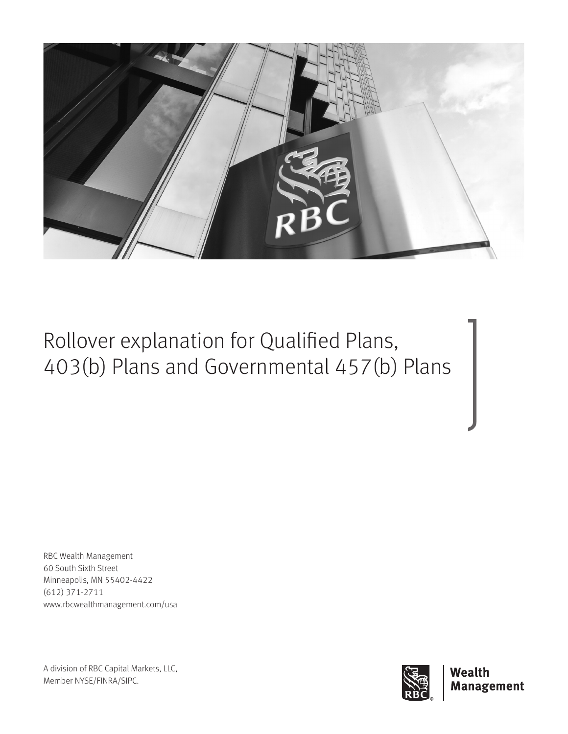# Rollover explanation for Qualified Plans, 403(b) Plans and Governmental 457(b) Plans

RBC Wealth Management
60 South Sixth Street
Minneapolis, MN 55402-4422
(612) 371-2711
www.rbcwealthmanagement.com/usa

A division of RBC Capital Markets, LLC,
Member NYSE/FINRA/SIPC.

Wealth Management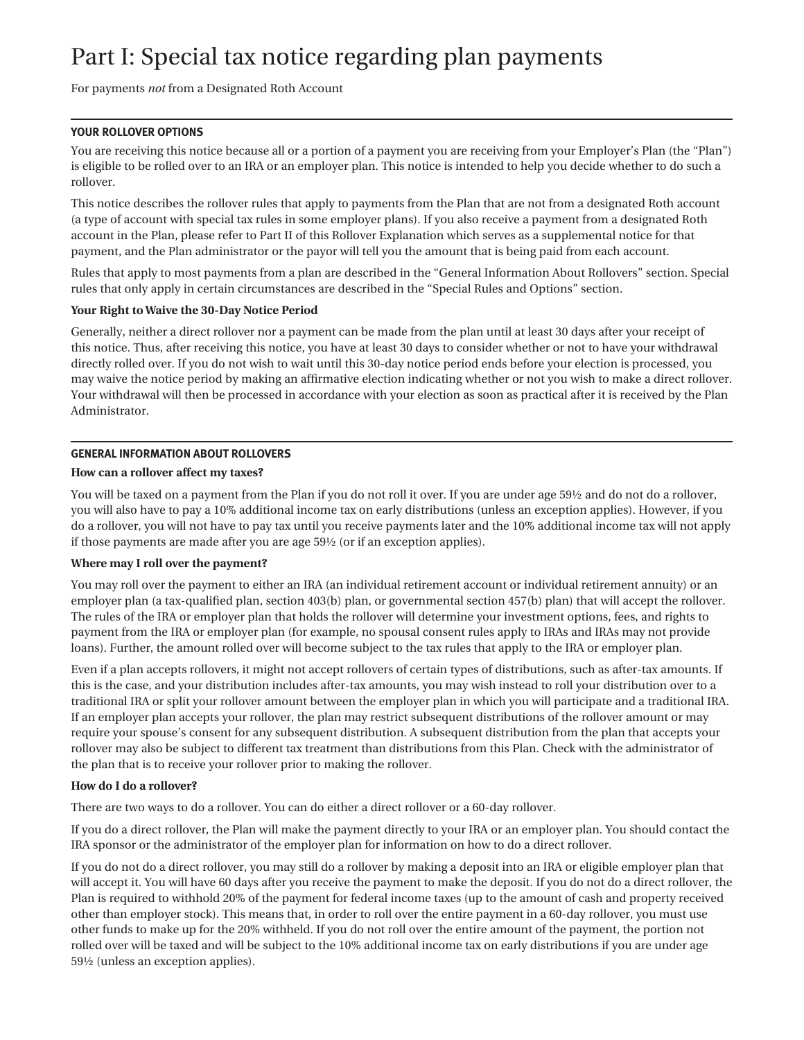# Part I: Special tax notice regarding plan payments

For payments *not* from a Designated Roth Account

## YOUR ROLLOVER OPTIONS

You are receiving this notice because all or a portion of a payment you are receiving from your Employer's Plan (the "Plan") is eligible to be rolled over to an IRA or an employer plan. This notice is intended to help you decide whether to do such a rollover.

This notice describes the rollover rules that apply to payments from the Plan that are not from a designated Roth account (a type of account with special tax rules in some employer plans). If you also receive a payment from a designated Roth account in the Plan, please refer to Part II of this Rollover Explanation which serves as a supplemental notice for that payment, and the Plan administrator or the payor will tell you the amount that is being paid from each account.

Rules that apply to most payments from a plan are described in the "General Information About Rollovers" section. Special rules that only apply in certain circumstances are described in the "Special Rules and Options" section.

**Your Right to Waive the 30-Day Notice Period**

Generally, neither a direct rollover nor a payment can be made from the plan until at least 30 days after your receipt of this notice. Thus, after receiving this notice, you have at least 30 days to consider whether or not to have your withdrawal directly rolled over. If you do not wish to wait until this 30-day notice period ends before your election is processed, you may waive the notice period by making an affirmative election indicating whether or not you wish to make a direct rollover. Your withdrawal will then be processed in accordance with your election as soon as practical after it is received by the Plan Administrator.

## GENERAL INFORMATION ABOUT ROLLOVERS

**How can a rollover affect my taxes?**

You will be taxed on a payment from the Plan if you do not roll it over. If you are under age 59½ and do not do a rollover, you will also have to pay a 10% additional income tax on early distributions (unless an exception applies). However, if you do a rollover, you will not have to pay tax until you receive payments later and the 10% additional income tax will not apply if those payments are made after you are age 59½ (or if an exception applies).

**Where may I roll over the payment?**

You may roll over the payment to either an IRA (an individual retirement account or individual retirement annuity) or an employer plan (a tax-qualified plan, section 403(b) plan, or governmental section 457(b) plan) that will accept the rollover. The rules of the IRA or employer plan that holds the rollover will determine your investment options, fees, and rights to payment from the IRA or employer plan (for example, no spousal consent rules apply to IRAs and IRAs may not provide loans). Further, the amount rolled over will become subject to the tax rules that apply to the IRA or employer plan.

Even if a plan accepts rollovers, it might not accept rollovers of certain types of distributions, such as after-tax amounts. If this is the case, and your distribution includes after-tax amounts, you may wish instead to roll your distribution over to a traditional IRA or split your rollover amount between the employer plan in which you will participate and a traditional IRA. If an employer plan accepts your rollover, the plan may restrict subsequent distributions of the rollover amount or may require your spouse's consent for any subsequent distribution. A subsequent distribution from the plan that accepts your rollover may also be subject to different tax treatment than distributions from this Plan. Check with the administrator of the plan that is to receive your rollover prior to making the rollover.

**How do I do a rollover?**

There are two ways to do a rollover. You can do either a direct rollover or a 60-day rollover.

If you do a direct rollover, the Plan will make the payment directly to your IRA or an employer plan. You should contact the IRA sponsor or the administrator of the employer plan for information on how to do a direct rollover.

If you do not do a direct rollover, you may still do a rollover by making a deposit into an IRA or eligible employer plan that will accept it. You will have 60 days after you receive the payment to make the deposit. If you do not do a direct rollover, the Plan is required to withhold 20% of the payment for federal income taxes (up to the amount of cash and property received other than employer stock). This means that, in order to roll over the entire payment in a 60-day rollover, you must use other funds to make up for the 20% withheld. If you do not roll over the entire amount of the payment, the portion not rolled over will be taxed and will be subject to the 10% additional income tax on early distributions if you are under age 59½ (unless an exception applies).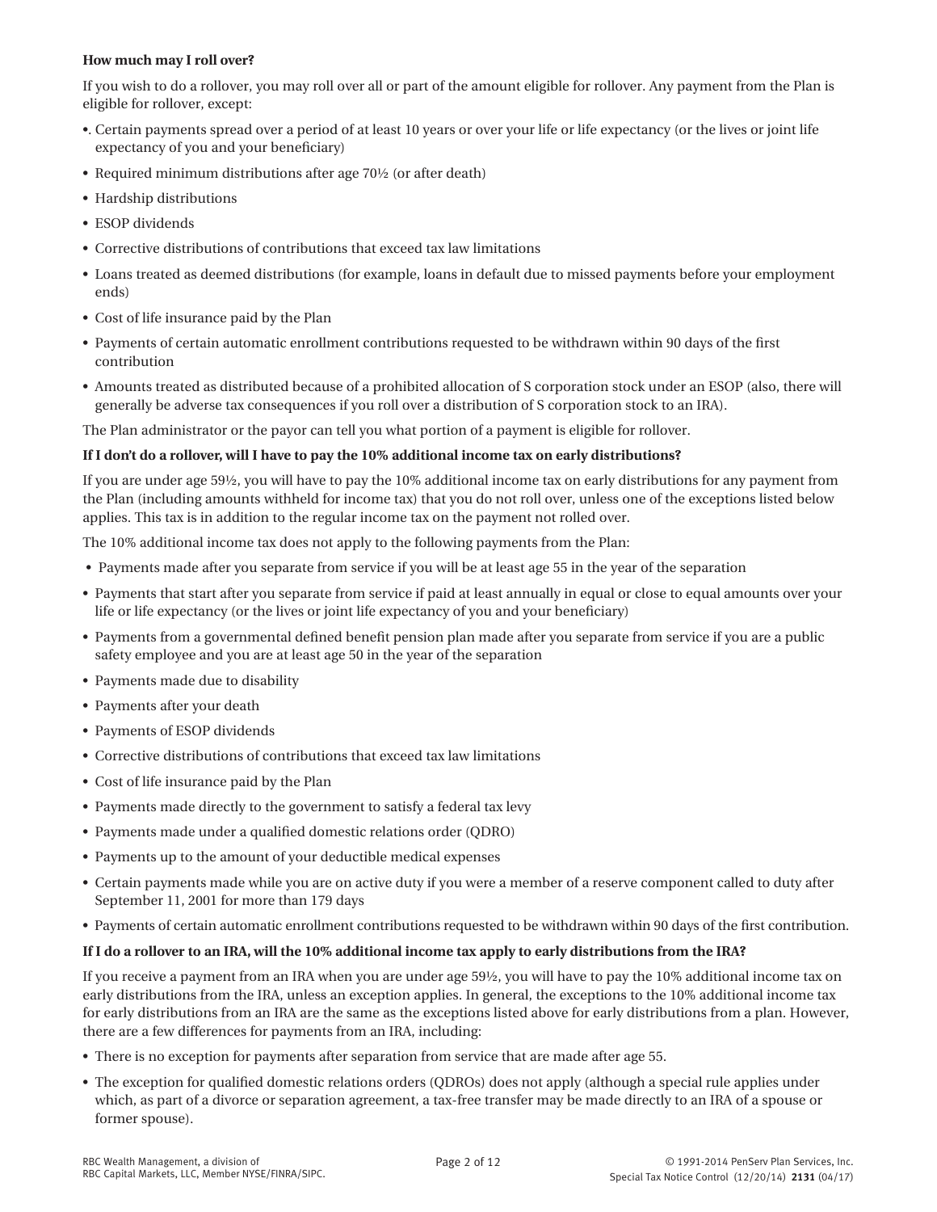**How much may I roll over?**

If you wish to do a rollover, you may roll over all or part of the amount eligible for rollover. Any payment from the Plan is eligible for rollover, except:

- . Certain payments spread over a period of at least 10 years or over your life or life expectancy (or the lives or joint life expectancy of you and your beneficiary)
- Required minimum distributions after age 70½ (or after death)
- Hardship distributions
- ESOP dividends
- Corrective distributions of contributions that exceed tax law limitations
- Loans treated as deemed distributions (for example, loans in default due to missed payments before your employment ends)
- Cost of life insurance paid by the Plan
- Payments of certain automatic enrollment contributions requested to be withdrawn within 90 days of the first contribution
- Amounts treated as distributed because of a prohibited allocation of S corporation stock under an ESOP (also, there will generally be adverse tax consequences if you roll over a distribution of S corporation stock to an IRA).

The Plan administrator or the payor can tell you what portion of a payment is eligible for rollover.

**If I don't do a rollover, will I have to pay the 10% additional income tax on early distributions?**

If you are under age 59½, you will have to pay the 10% additional income tax on early distributions for any payment from the Plan (including amounts withheld for income tax) that you do not roll over, unless one of the exceptions listed below applies. This tax is in addition to the regular income tax on the payment not rolled over.

The 10% additional income tax does not apply to the following payments from the Plan:

- Payments made after you separate from service if you will be at least age 55 in the year of the separation
- Payments that start after you separate from service if paid at least annually in equal or close to equal amounts over your life or life expectancy (or the lives or joint life expectancy of you and your beneficiary)
- Payments from a governmental defined benefit pension plan made after you separate from service if you are a public safety employee and you are at least age 50 in the year of the separation
- Payments made due to disability
- Payments after your death
- Payments of ESOP dividends
- Corrective distributions of contributions that exceed tax law limitations
- Cost of life insurance paid by the Plan
- Payments made directly to the government to satisfy a federal tax levy
- Payments made under a qualified domestic relations order (QDRO)
- Payments up to the amount of your deductible medical expenses
- Certain payments made while you are on active duty if you were a member of a reserve component called to duty after September 11, 2001 for more than 179 days
- Payments of certain automatic enrollment contributions requested to be withdrawn within 90 days of the first contribution.

**If I do a rollover to an IRA, will the 10% additional income tax apply to early distributions from the IRA?**

If you receive a payment from an IRA when you are under age 59½, you will have to pay the 10% additional income tax on early distributions from the IRA, unless an exception applies. In general, the exceptions to the 10% additional income tax for early distributions from an IRA are the same as the exceptions listed above for early distributions from a plan. However, there are a few differences for payments from an IRA, including:

- There is no exception for payments after separation from service that are made after age 55.
- The exception for qualified domestic relations orders (QDROs) does not apply (although a special rule applies under which, as part of a divorce or separation agreement, a tax-free transfer may be made directly to an IRA of a spouse or former spouse).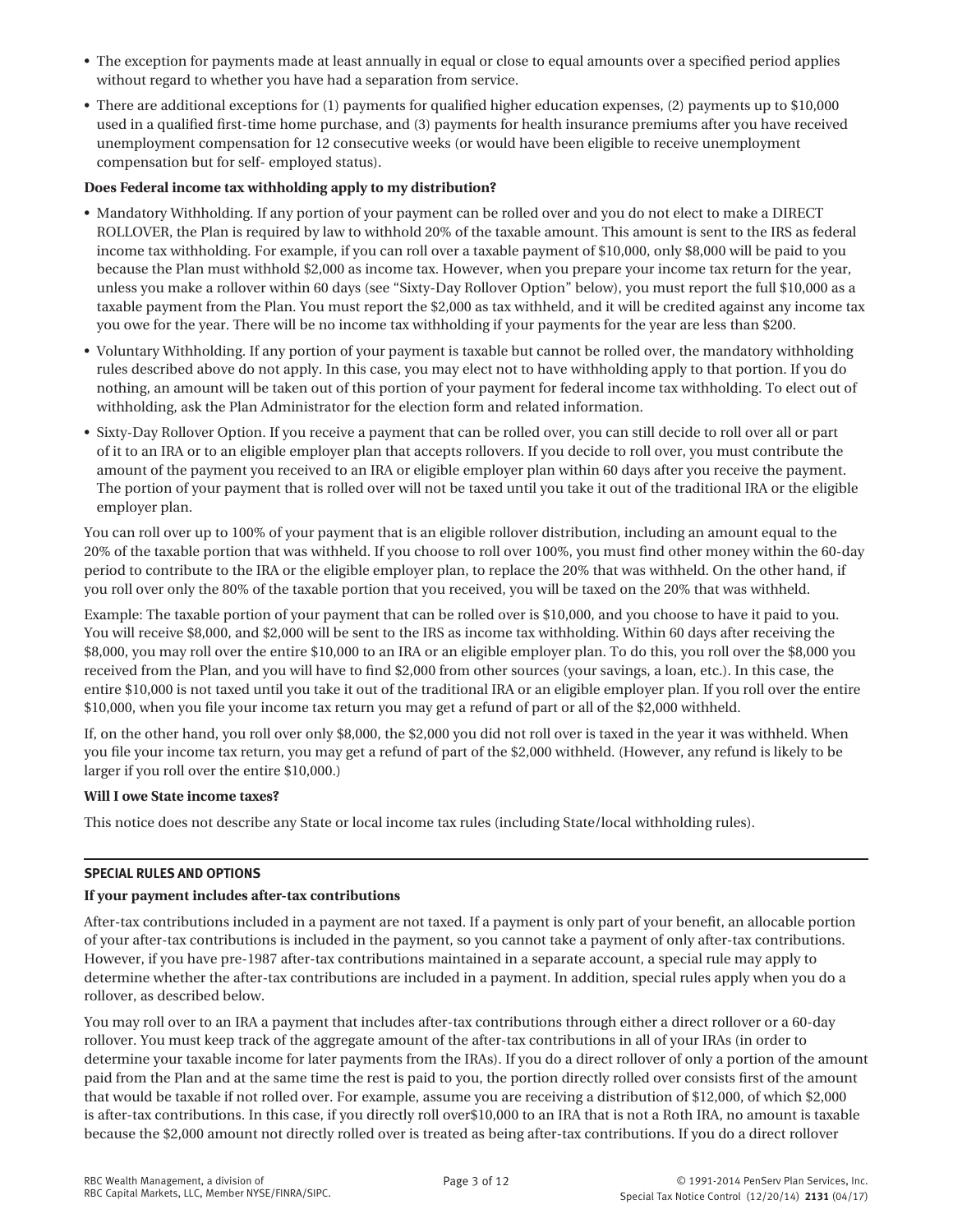- The exception for payments made at least annually in equal or close to equal amounts over a specified period applies without regard to whether you have had a separation from service.
- There are additional exceptions for (1) payments for qualified higher education expenses, (2) payments up to $10,000 used in a qualified first-time home purchase, and (3) payments for health insurance premiums after you have received unemployment compensation for 12 consecutive weeks (or would have been eligible to receive unemployment compensation but for self- employed status).

**Does Federal income tax withholding apply to my distribution?**

- Mandatory Withholding. If any portion of your payment can be rolled over and you do not elect to make a DIRECT ROLLOVER, the Plan is required by law to withhold 20% of the taxable amount. This amount is sent to the IRS as federal income tax withholding. For example, if you can roll over a taxable payment of $10,000, only $8,000 will be paid to you because the Plan must withhold $2,000 as income tax. However, when you prepare your income tax return for the year, unless you make a rollover within 60 days (see "Sixty-Day Rollover Option" below), you must report the full $10,000 as a taxable payment from the Plan. You must report the $2,000 as tax withheld, and it will be credited against any income tax you owe for the year. There will be no income tax withholding if your payments for the year are less than $200.
- Voluntary Withholding. If any portion of your payment is taxable but cannot be rolled over, the mandatory withholding rules described above do not apply. In this case, you may elect not to have withholding apply to that portion. If you do nothing, an amount will be taken out of this portion of your payment for federal income tax withholding. To elect out of withholding, ask the Plan Administrator for the election form and related information.
- Sixty-Day Rollover Option. If you receive a payment that can be rolled over, you can still decide to roll over all or part of it to an IRA or to an eligible employer plan that accepts rollovers. If you decide to roll over, you must contribute the amount of the payment you received to an IRA or eligible employer plan within 60 days after you receive the payment. The portion of your payment that is rolled over will not be taxed until you take it out of the traditional IRA or the eligible employer plan.

You can roll over up to 100% of your payment that is an eligible rollover distribution, including an amount equal to the 20% of the taxable portion that was withheld. If you choose to roll over 100%, you must find other money within the 60-day period to contribute to the IRA or the eligible employer plan, to replace the 20% that was withheld. On the other hand, if you roll over only the 80% of the taxable portion that you received, you will be taxed on the 20% that was withheld.

Example: The taxable portion of your payment that can be rolled over is $10,000, and you choose to have it paid to you. You will receive $8,000, and $2,000 will be sent to the IRS as income tax withholding. Within 60 days after receiving the $8,000, you may roll over the entire $10,000 to an IRA or an eligible employer plan. To do this, you roll over the $8,000 you received from the Plan, and you will have to find $2,000 from other sources (your savings, a loan, etc.). In this case, the entire $10,000 is not taxed until you take it out of the traditional IRA or an eligible employer plan. If you roll over the entire $10,000, when you file your income tax return you may get a refund of part or all of the $2,000 withheld.

If, on the other hand, you roll over only $8,000, the $2,000 you did not roll over is taxed in the year it was withheld. When you file your income tax return, you may get a refund of part of the $2,000 withheld. (However, any refund is likely to be larger if you roll over the entire $10,000.)

**Will I owe State income taxes?**

This notice does not describe any State or local income tax rules (including State/local withholding rules).

## SPECIAL RULES AND OPTIONS

**If your payment includes after-tax contributions**

After-tax contributions included in a payment are not taxed. If a payment is only part of your benefit, an allocable portion of your after-tax contributions is included in the payment, so you cannot take a payment of only after-tax contributions. However, if you have pre-1987 after-tax contributions maintained in a separate account, a special rule may apply to determine whether the after-tax contributions are included in a payment. In addition, special rules apply when you do a rollover, as described below.

You may roll over to an IRA a payment that includes after-tax contributions through either a direct rollover or a 60-day rollover. You must keep track of the aggregate amount of the after-tax contributions in all of your IRAs (in order to determine your taxable income for later payments from the IRAs). If you do a direct rollover of only a portion of the amount paid from the Plan and at the same time the rest is paid to you, the portion directly rolled over consists first of the amount that would be taxable if not rolled over. For example, assume you are receiving a distribution of $12,000, of which $2,000 is after-tax contributions. In this case, if you directly roll over$10,000 to an IRA that is not a Roth IRA, no amount is taxable because the $2,000 amount not directly rolled over is treated as being after-tax contributions. If you do a direct rollover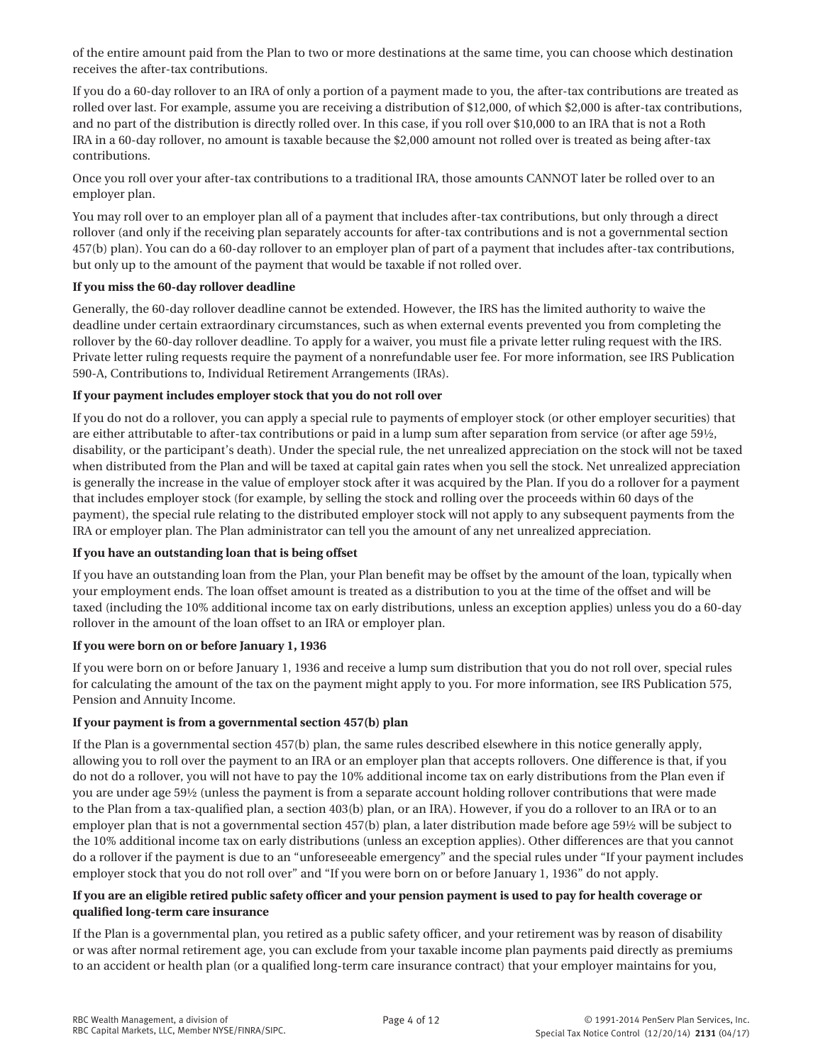of the entire amount paid from the Plan to two or more destinations at the same time, you can choose which destination receives the after-tax contributions.

If you do a 60-day rollover to an IRA of only a portion of a payment made to you, the after-tax contributions are treated as rolled over last. For example, assume you are receiving a distribution of $12,000, of which $2,000 is after-tax contributions, and no part of the distribution is directly rolled over. In this case, if you roll over $10,000 to an IRA that is not a Roth IRA in a 60-day rollover, no amount is taxable because the $2,000 amount not rolled over is treated as being after-tax contributions.

Once you roll over your after-tax contributions to a traditional IRA, those amounts CANNOT later be rolled over to an employer plan.

You may roll over to an employer plan all of a payment that includes after-tax contributions, but only through a direct rollover (and only if the receiving plan separately accounts for after-tax contributions and is not a governmental section 457(b) plan). You can do a 60-day rollover to an employer plan of part of a payment that includes after-tax contributions, but only up to the amount of the payment that would be taxable if not rolled over.

**If you miss the 60-day rollover deadline**

Generally, the 60-day rollover deadline cannot be extended. However, the IRS has the limited authority to waive the deadline under certain extraordinary circumstances, such as when external events prevented you from completing the rollover by the 60-day rollover deadline. To apply for a waiver, you must file a private letter ruling request with the IRS. Private letter ruling requests require the payment of a nonrefundable user fee. For more information, see IRS Publication 590-A, Contributions to, Individual Retirement Arrangements (IRAs).

**If your payment includes employer stock that you do not roll over**

If you do not do a rollover, you can apply a special rule to payments of employer stock (or other employer securities) that are either attributable to after-tax contributions or paid in a lump sum after separation from service (or after age 59½, disability, or the participant's death). Under the special rule, the net unrealized appreciation on the stock will not be taxed when distributed from the Plan and will be taxed at capital gain rates when you sell the stock. Net unrealized appreciation is generally the increase in the value of employer stock after it was acquired by the Plan. If you do a rollover for a payment that includes employer stock (for example, by selling the stock and rolling over the proceeds within 60 days of the payment), the special rule relating to the distributed employer stock will not apply to any subsequent payments from the IRA or employer plan. The Plan administrator can tell you the amount of any net unrealized appreciation.

**If you have an outstanding loan that is being offset**

If you have an outstanding loan from the Plan, your Plan benefit may be offset by the amount of the loan, typically when your employment ends. The loan offset amount is treated as a distribution to you at the time of the offset and will be taxed (including the 10% additional income tax on early distributions, unless an exception applies) unless you do a 60-day rollover in the amount of the loan offset to an IRA or employer plan.

**If you were born on or before January 1, 1936**

If you were born on or before January 1, 1936 and receive a lump sum distribution that you do not roll over, special rules for calculating the amount of the tax on the payment might apply to you. For more information, see IRS Publication 575, Pension and Annuity Income.

**If your payment is from a governmental section 457(b) plan**

If the Plan is a governmental section 457(b) plan, the same rules described elsewhere in this notice generally apply, allowing you to roll over the payment to an IRA or an employer plan that accepts rollovers. One difference is that, if you do not do a rollover, you will not have to pay the 10% additional income tax on early distributions from the Plan even if you are under age 59½ (unless the payment is from a separate account holding rollover contributions that were made to the Plan from a tax-qualified plan, a section 403(b) plan, or an IRA). However, if you do a rollover to an IRA or to an employer plan that is not a governmental section 457(b) plan, a later distribution made before age 59½ will be subject to the 10% additional income tax on early distributions (unless an exception applies). Other differences are that you cannot do a rollover if the payment is due to an "unforeseeable emergency" and the special rules under "If your payment includes employer stock that you do not roll over" and "If you were born on or before January 1, 1936" do not apply.

**If you are an eligible retired public safety officer and your pension payment is used to pay for health coverage or qualified long-term care insurance**

If the Plan is a governmental plan, you retired as a public safety officer, and your retirement was by reason of disability or was after normal retirement age, you can exclude from your taxable income plan payments paid directly as premiums to an accident or health plan (or a qualified long-term care insurance contract) that your employer maintains for you,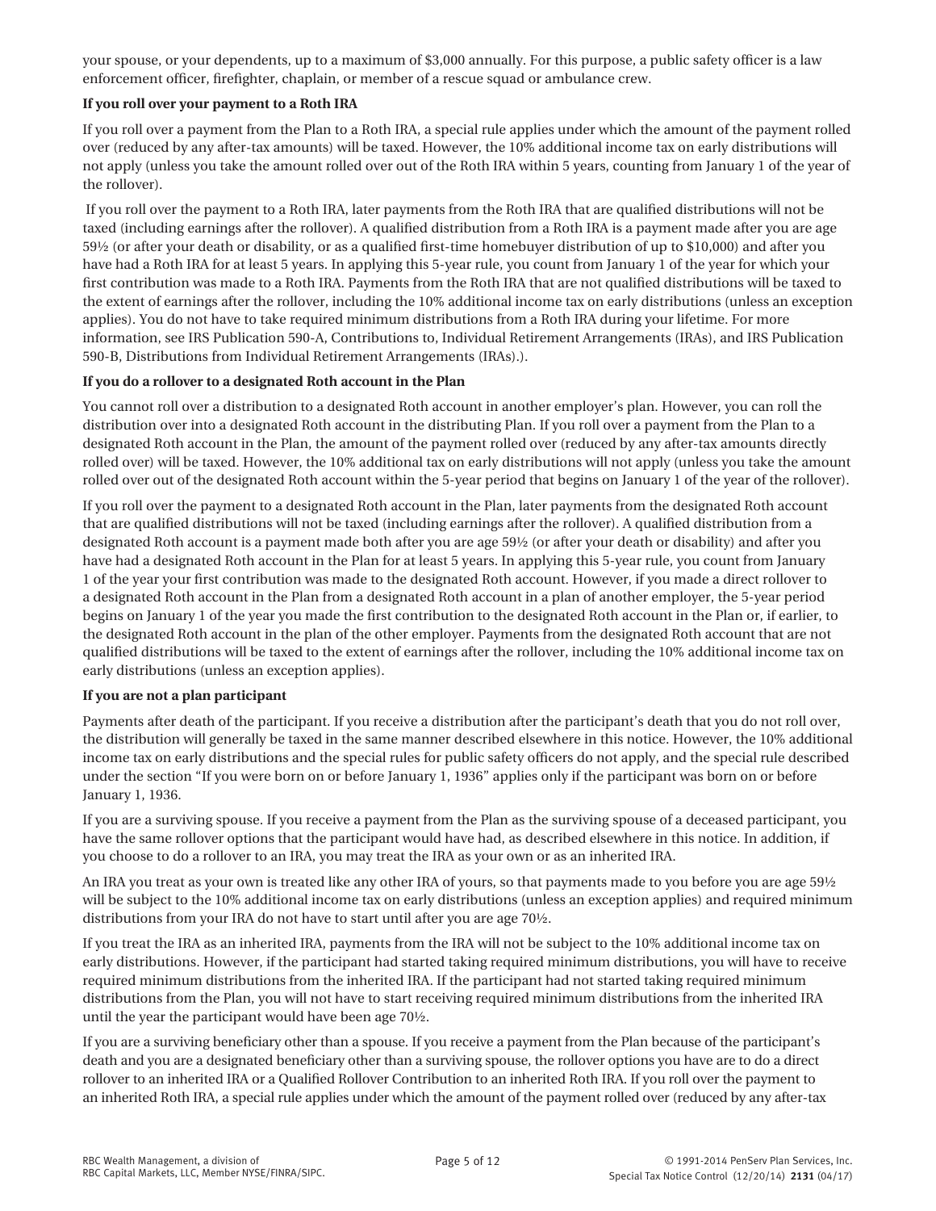your spouse, or your dependents, up to a maximum of $3,000 annually. For this purpose, a public safety officer is a law enforcement officer, firefighter, chaplain, or member of a rescue squad or ambulance crew.

**If you roll over your payment to a Roth IRA**

If you roll over a payment from the Plan to a Roth IRA, a special rule applies under which the amount of the payment rolled over (reduced by any after-tax amounts) will be taxed. However, the 10% additional income tax on early distributions will not apply (unless you take the amount rolled over out of the Roth IRA within 5 years, counting from January 1 of the year of the rollover).

If you roll over the payment to a Roth IRA, later payments from the Roth IRA that are qualified distributions will not be taxed (including earnings after the rollover). A qualified distribution from a Roth IRA is a payment made after you are age 59½ (or after your death or disability, or as a qualified first-time homebuyer distribution of up to $10,000) and after you have had a Roth IRA for at least 5 years. In applying this 5-year rule, you count from January 1 of the year for which your first contribution was made to a Roth IRA. Payments from the Roth IRA that are not qualified distributions will be taxed to the extent of earnings after the rollover, including the 10% additional income tax on early distributions (unless an exception applies). You do not have to take required minimum distributions from a Roth IRA during your lifetime. For more information, see IRS Publication 590-A, Contributions to, Individual Retirement Arrangements (IRAs), and IRS Publication 590-B, Distributions from Individual Retirement Arrangements (IRAs).).

**If you do a rollover to a designated Roth account in the Plan**

You cannot roll over a distribution to a designated Roth account in another employer's plan. However, you can roll the distribution over into a designated Roth account in the distributing Plan. If you roll over a payment from the Plan to a designated Roth account in the Plan, the amount of the payment rolled over (reduced by any after-tax amounts directly rolled over) will be taxed. However, the 10% additional tax on early distributions will not apply (unless you take the amount rolled over out of the designated Roth account within the 5-year period that begins on January 1 of the year of the rollover).

If you roll over the payment to a designated Roth account in the Plan, later payments from the designated Roth account that are qualified distributions will not be taxed (including earnings after the rollover). A qualified distribution from a designated Roth account is a payment made both after you are age 59½ (or after your death or disability) and after you have had a designated Roth account in the Plan for at least 5 years. In applying this 5-year rule, you count from January 1 of the year your first contribution was made to the designated Roth account. However, if you made a direct rollover to a designated Roth account in the Plan from a designated Roth account in a plan of another employer, the 5-year period begins on January 1 of the year you made the first contribution to the designated Roth account in the Plan or, if earlier, to the designated Roth account in the plan of the other employer. Payments from the designated Roth account that are not qualified distributions will be taxed to the extent of earnings after the rollover, including the 10% additional income tax on early distributions (unless an exception applies).

**If you are not a plan participant**

Payments after death of the participant. If you receive a distribution after the participant's death that you do not roll over, the distribution will generally be taxed in the same manner described elsewhere in this notice. However, the 10% additional income tax on early distributions and the special rules for public safety officers do not apply, and the special rule described under the section "If you were born on or before January 1, 1936" applies only if the participant was born on or before January 1, 1936.

If you are a surviving spouse. If you receive a payment from the Plan as the surviving spouse of a deceased participant, you have the same rollover options that the participant would have had, as described elsewhere in this notice. In addition, if you choose to do a rollover to an IRA, you may treat the IRA as your own or as an inherited IRA.

An IRA you treat as your own is treated like any other IRA of yours, so that payments made to you before you are age 59½ will be subject to the 10% additional income tax on early distributions (unless an exception applies) and required minimum distributions from your IRA do not have to start until after you are age 70½.

If you treat the IRA as an inherited IRA, payments from the IRA will not be subject to the 10% additional income tax on early distributions. However, if the participant had started taking required minimum distributions, you will have to receive required minimum distributions from the inherited IRA. If the participant had not started taking required minimum distributions from the Plan, you will not have to start receiving required minimum distributions from the inherited IRA until the year the participant would have been age 70½.

If you are a surviving beneficiary other than a spouse. If you receive a payment from the Plan because of the participant's death and you are a designated beneficiary other than a surviving spouse, the rollover options you have are to do a direct rollover to an inherited IRA or a Qualified Rollover Contribution to an inherited Roth IRA. If you roll over the payment to an inherited Roth IRA, a special rule applies under which the amount of the payment rolled over (reduced by any after-tax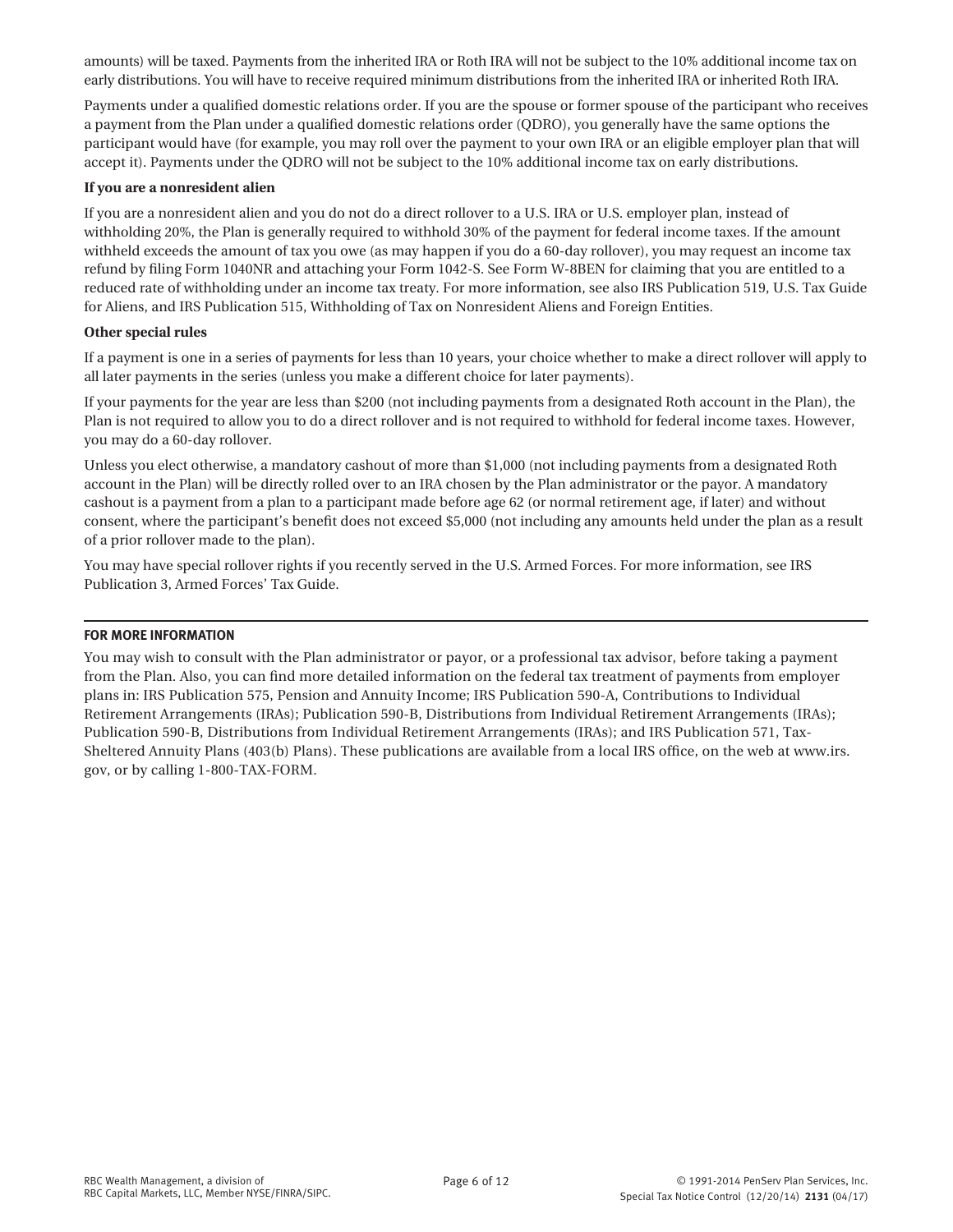amounts) will be taxed. Payments from the inherited IRA or Roth IRA will not be subject to the 10% additional income tax on early distributions. You will have to receive required minimum distributions from the inherited IRA or inherited Roth IRA.

Payments under a qualified domestic relations order. If you are the spouse or former spouse of the participant who receives a payment from the Plan under a qualified domestic relations order (QDRO), you generally have the same options the participant would have (for example, you may roll over the payment to your own IRA or an eligible employer plan that will accept it). Payments under the QDRO will not be subject to the 10% additional income tax on early distributions.

**If you are a nonresident alien**

If you are a nonresident alien and you do not do a direct rollover to a U.S. IRA or U.S. employer plan, instead of withholding 20%, the Plan is generally required to withhold 30% of the payment for federal income taxes. If the amount withheld exceeds the amount of tax you owe (as may happen if you do a 60-day rollover), you may request an income tax refund by filing Form 1040NR and attaching your Form 1042-S. See Form W-8BEN for claiming that you are entitled to a reduced rate of withholding under an income tax treaty. For more information, see also IRS Publication 519, U.S. Tax Guide for Aliens, and IRS Publication 515, Withholding of Tax on Nonresident Aliens and Foreign Entities.

**Other special rules**

If a payment is one in a series of payments for less than 10 years, your choice whether to make a direct rollover will apply to all later payments in the series (unless you make a different choice for later payments).

If your payments for the year are less than $200 (not including payments from a designated Roth account in the Plan), the Plan is not required to allow you to do a direct rollover and is not required to withhold for federal income taxes. However, you may do a 60-day rollover.

Unless you elect otherwise, a mandatory cashout of more than $1,000 (not including payments from a designated Roth account in the Plan) will be directly rolled over to an IRA chosen by the Plan administrator or the payor. A mandatory cashout is a payment from a plan to a participant made before age 62 (or normal retirement age, if later) and without consent, where the participant's benefit does not exceed $5,000 (not including any amounts held under the plan as a result of a prior rollover made to the plan).

You may have special rollover rights if you recently served in the U.S. Armed Forces. For more information, see IRS Publication 3, Armed Forces' Tax Guide.

## FOR MORE INFORMATION

You may wish to consult with the Plan administrator or payor, or a professional tax advisor, before taking a payment from the Plan. Also, you can find more detailed information on the federal tax treatment of payments from employer plans in: IRS Publication 575, Pension and Annuity Income; IRS Publication 590-A, Contributions to Individual Retirement Arrangements (IRAs); Publication 590-B, Distributions from Individual Retirement Arrangements (IRAs); Publication 590-B, Distributions from Individual Retirement Arrangements (IRAs); and IRS Publication 571, Tax-Sheltered Annuity Plans (403(b) Plans). These publications are available from a local IRS office, on the web at www.irs.gov, or by calling 1-800-TAX-FORM.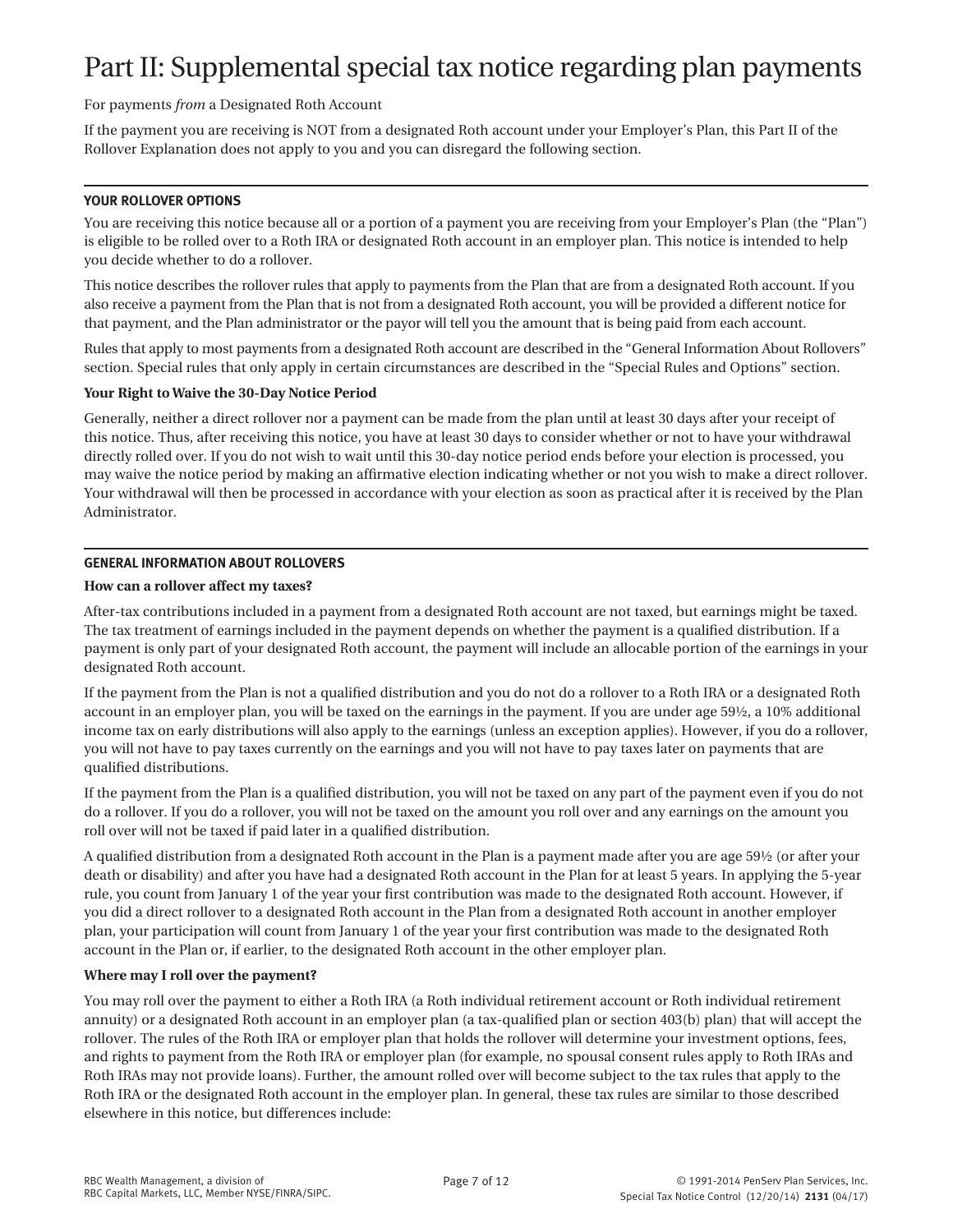# Part II: Supplemental special tax notice regarding plan payments

For payments *from* a Designated Roth Account

If the payment you are receiving is NOT from a designated Roth account under your Employer's Plan, this Part II of the Rollover Explanation does not apply to you and you can disregard the following section.

---

**YOUR ROLLOVER OPTIONS**

You are receiving this notice because all or a portion of a payment you are receiving from your Employer's Plan (the "Plan") is eligible to be rolled over to a Roth IRA or designated Roth account in an employer plan. This notice is intended to help you decide whether to do a rollover.

This notice describes the rollover rules that apply to payments from the Plan that are from a designated Roth account. If you also receive a payment from the Plan that is not from a designated Roth account, you will be provided a different notice for that payment, and the Plan administrator or the payor will tell you the amount that is being paid from each account.

Rules that apply to most payments from a designated Roth account are described in the "General Information About Rollovers" section. Special rules that only apply in certain circumstances are described in the "Special Rules and Options" section.

**Your Right to Waive the 30-Day Notice Period**

Generally, neither a direct rollover nor a payment can be made from the plan until at least 30 days after your receipt of this notice. Thus, after receiving this notice, you have at least 30 days to consider whether or not to have your withdrawal directly rolled over. If you do not wish to wait until this 30-day notice period ends before your election is processed, you may waive the notice period by making an affirmative election indicating whether or not you wish to make a direct rollover. Your withdrawal will then be processed in accordance with your election as soon as practical after it is received by the Plan Administrator.

---

**GENERAL INFORMATION ABOUT ROLLOVERS**

**How can a rollover affect my taxes?**

After-tax contributions included in a payment from a designated Roth account are not taxed, but earnings might be taxed. The tax treatment of earnings included in the payment depends on whether the payment is a qualified distribution. If a payment is only part of your designated Roth account, the payment will include an allocable portion of the earnings in your designated Roth account.

If the payment from the Plan is not a qualified distribution and you do not do a rollover to a Roth IRA or a designated Roth account in an employer plan, you will be taxed on the earnings in the payment. If you are under age 59½, a 10% additional income tax on early distributions will also apply to the earnings (unless an exception applies). However, if you do a rollover, you will not have to pay taxes currently on the earnings and you will not have to pay taxes later on payments that are qualified distributions.

If the payment from the Plan is a qualified distribution, you will not be taxed on any part of the payment even if you do not do a rollover. If you do a rollover, you will not be taxed on the amount you roll over and any earnings on the amount you roll over will not be taxed if paid later in a qualified distribution.

A qualified distribution from a designated Roth account in the Plan is a payment made after you are age 59½ (or after your death or disability) and after you have had a designated Roth account in the Plan for at least 5 years. In applying the 5-year rule, you count from January 1 of the year your first contribution was made to the designated Roth account. However, if you did a direct rollover to a designated Roth account in the Plan from a designated Roth account in another employer plan, your participation will count from January 1 of the year your first contribution was made to the designated Roth account in the Plan or, if earlier, to the designated Roth account in the other employer plan.

**Where may I roll over the payment?**

You may roll over the payment to either a Roth IRA (a Roth individual retirement account or Roth individual retirement annuity) or a designated Roth account in an employer plan (a tax-qualified plan or section 403(b) plan) that will accept the rollover. The rules of the Roth IRA or employer plan that holds the rollover will determine your investment options, fees, and rights to payment from the Roth IRA or employer plan (for example, no spousal consent rules apply to Roth IRAs and Roth IRAs may not provide loans). Further, the amount rolled over will become subject to the tax rules that apply to the Roth IRA or the designated Roth account in the employer plan. In general, these tax rules are similar to those described elsewhere in this notice, but differences include: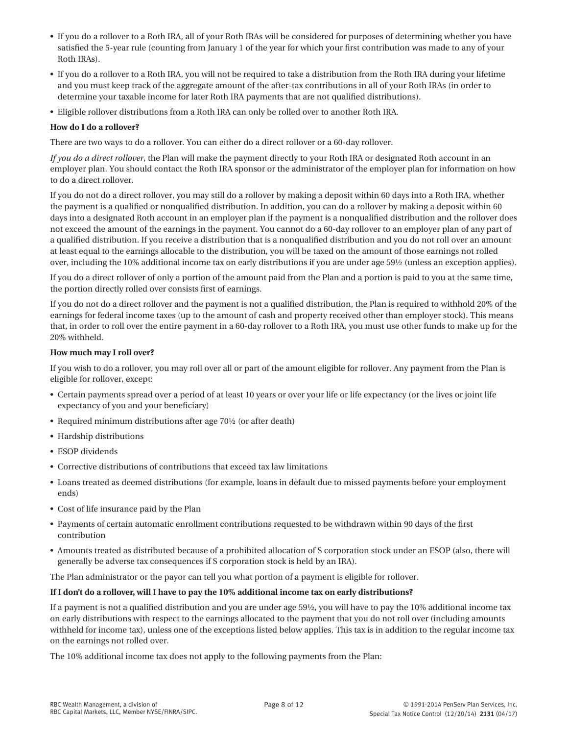- If you do a rollover to a Roth IRA, all of your Roth IRAs will be considered for purposes of determining whether you have satisfied the 5-year rule (counting from January 1 of the year for which your first contribution was made to any of your Roth IRAs).
- If you do a rollover to a Roth IRA, you will not be required to take a distribution from the Roth IRA during your lifetime and you must keep track of the aggregate amount of the after-tax contributions in all of your Roth IRAs (in order to determine your taxable income for later Roth IRA payments that are not qualified distributions).
- Eligible rollover distributions from a Roth IRA can only be rolled over to another Roth IRA.

**How do I do a rollover?**

There are two ways to do a rollover. You can either do a direct rollover or a 60-day rollover.

*If you do a direct rollover*, the Plan will make the payment directly to your Roth IRA or designated Roth account in an employer plan. You should contact the Roth IRA sponsor or the administrator of the employer plan for information on how to do a direct rollover.

If you do not do a direct rollover, you may still do a rollover by making a deposit within 60 days into a Roth IRA, whether the payment is a qualified or nonqualified distribution. In addition, you can do a rollover by making a deposit within 60 days into a designated Roth account in an employer plan if the payment is a nonqualified distribution and the rollover does not exceed the amount of the earnings in the payment. You cannot do a 60-day rollover to an employer plan of any part of a qualified distribution. If you receive a distribution that is a nonqualified distribution and you do not roll over an amount at least equal to the earnings allocable to the distribution, you will be taxed on the amount of those earnings not rolled over, including the 10% additional income tax on early distributions if you are under age 59½ (unless an exception applies).

If you do a direct rollover of only a portion of the amount paid from the Plan and a portion is paid to you at the same time, the portion directly rolled over consists first of earnings.

If you do not do a direct rollover and the payment is not a qualified distribution, the Plan is required to withhold 20% of the earnings for federal income taxes (up to the amount of cash and property received other than employer stock). This means that, in order to roll over the entire payment in a 60-day rollover to a Roth IRA, you must use other funds to make up for the 20% withheld.

**How much may I roll over?**

If you wish to do a rollover, you may roll over all or part of the amount eligible for rollover. Any payment from the Plan is eligible for rollover, except:

- Certain payments spread over a period of at least 10 years or over your life or life expectancy (or the lives or joint life expectancy of you and your beneficiary)
- Required minimum distributions after age 70½ (or after death)
- Hardship distributions
- ESOP dividends
- Corrective distributions of contributions that exceed tax law limitations
- Loans treated as deemed distributions (for example, loans in default due to missed payments before your employment ends)
- Cost of life insurance paid by the Plan
- Payments of certain automatic enrollment contributions requested to be withdrawn within 90 days of the first contribution
- Amounts treated as distributed because of a prohibited allocation of S corporation stock under an ESOP (also, there will generally be adverse tax consequences if S corporation stock is held by an IRA).

The Plan administrator or the payor can tell you what portion of a payment is eligible for rollover.

**If I don't do a rollover, will I have to pay the 10% additional income tax on early distributions?**

If a payment is not a qualified distribution and you are under age 59½, you will have to pay the 10% additional income tax on early distributions with respect to the earnings allocated to the payment that you do not roll over (including amounts withheld for income tax), unless one of the exceptions listed below applies. This tax is in addition to the regular income tax on the earnings not rolled over.

The 10% additional income tax does not apply to the following payments from the Plan: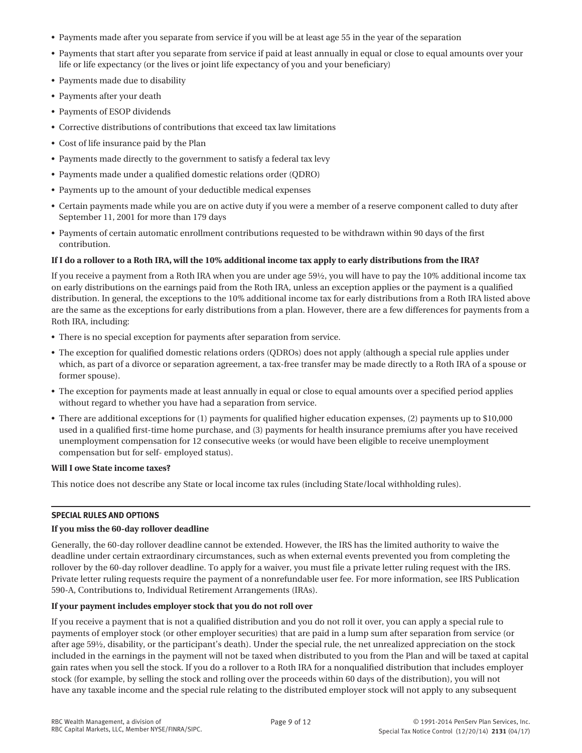- Payments made after you separate from service if you will be at least age 55 in the year of the separation
- Payments that start after you separate from service if paid at least annually in equal or close to equal amounts over your life or life expectancy (or the lives or joint life expectancy of you and your beneficiary)
- Payments made due to disability
- Payments after your death
- Payments of ESOP dividends
- Corrective distributions of contributions that exceed tax law limitations
- Cost of life insurance paid by the Plan
- Payments made directly to the government to satisfy a federal tax levy
- Payments made under a qualified domestic relations order (QDRO)
- Payments up to the amount of your deductible medical expenses
- Certain payments made while you are on active duty if you were a member of a reserve component called to duty after September 11, 2001 for more than 179 days
- Payments of certain automatic enrollment contributions requested to be withdrawn within 90 days of the first contribution.

**If I do a rollover to a Roth IRA, will the 10% additional income tax apply to early distributions from the IRA?**

If you receive a payment from a Roth IRA when you are under age 59½, you will have to pay the 10% additional income tax on early distributions on the earnings paid from the Roth IRA, unless an exception applies or the payment is a qualified distribution. In general, the exceptions to the 10% additional income tax for early distributions from a Roth IRA listed above are the same as the exceptions for early distributions from a plan. However, there are a few differences for payments from a Roth IRA, including:

- There is no special exception for payments after separation from service.
- The exception for qualified domestic relations orders (QDROs) does not apply (although a special rule applies under which, as part of a divorce or separation agreement, a tax-free transfer may be made directly to a Roth IRA of a spouse or former spouse).
- The exception for payments made at least annually in equal or close to equal amounts over a specified period applies without regard to whether you have had a separation from service.
- There are additional exceptions for (1) payments for qualified higher education expenses, (2) payments up to $10,000 used in a qualified first-time home purchase, and (3) payments for health insurance premiums after you have received unemployment compensation for 12 consecutive weeks (or would have been eligible to receive unemployment compensation but for self- employed status).

**Will I owe State income taxes?**

This notice does not describe any State or local income tax rules (including State/local withholding rules).

## SPECIAL RULES AND OPTIONS

**If you miss the 60-day rollover deadline**

Generally, the 60-day rollover deadline cannot be extended. However, the IRS has the limited authority to waive the deadline under certain extraordinary circumstances, such as when external events prevented you from completing the rollover by the 60-day rollover deadline. To apply for a waiver, you must file a private letter ruling request with the IRS. Private letter ruling requests require the payment of a nonrefundable user fee. For more information, see IRS Publication 590-A, Contributions to, Individual Retirement Arrangements (IRAs).

**If your payment includes employer stock that you do not roll over**

If you receive a payment that is not a qualified distribution and you do not roll it over, you can apply a special rule to payments of employer stock (or other employer securities) that are paid in a lump sum after separation from service (or after age 59½, disability, or the participant's death). Under the special rule, the net unrealized appreciation on the stock included in the earnings in the payment will not be taxed when distributed to you from the Plan and will be taxed at capital gain rates when you sell the stock. If you do a rollover to a Roth IRA for a nonqualified distribution that includes employer stock (for example, by selling the stock and rolling over the proceeds within 60 days of the distribution), you will not have any taxable income and the special rule relating to the distributed employer stock will not apply to any subsequent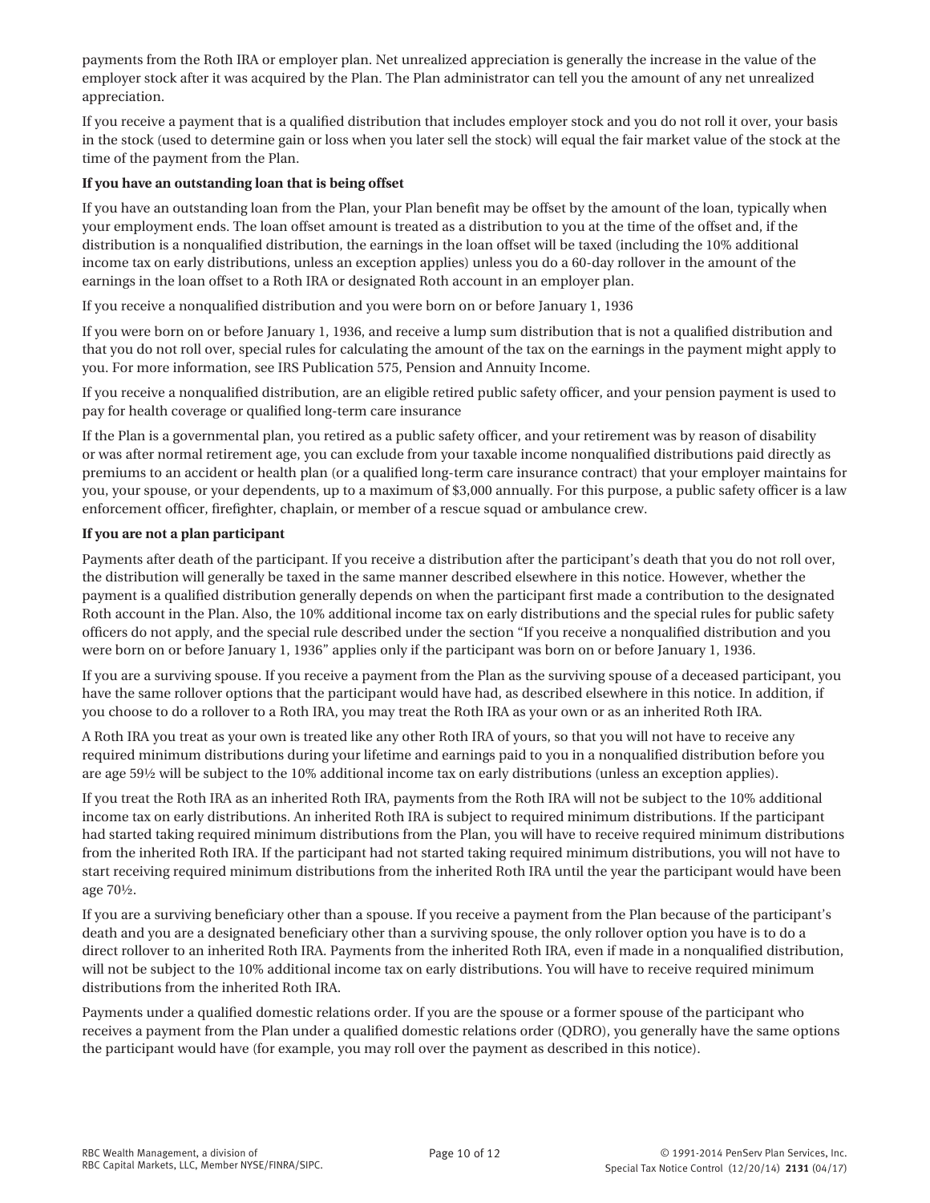payments from the Roth IRA or employer plan. Net unrealized appreciation is generally the increase in the value of the employer stock after it was acquired by the Plan. The Plan administrator can tell you the amount of any net unrealized appreciation.

If you receive a payment that is a qualified distribution that includes employer stock and you do not roll it over, your basis in the stock (used to determine gain or loss when you later sell the stock) will equal the fair market value of the stock at the time of the payment from the Plan.

**If you have an outstanding loan that is being offset**

If you have an outstanding loan from the Plan, your Plan benefit may be offset by the amount of the loan, typically when your employment ends. The loan offset amount is treated as a distribution to you at the time of the offset and, if the distribution is a nonqualified distribution, the earnings in the loan offset will be taxed (including the 10% additional income tax on early distributions, unless an exception applies) unless you do a 60-day rollover in the amount of the earnings in the loan offset to a Roth IRA or designated Roth account in an employer plan.

If you receive a nonqualified distribution and you were born on or before January 1, 1936

If you were born on or before January 1, 1936, and receive a lump sum distribution that is not a qualified distribution and that you do not roll over, special rules for calculating the amount of the tax on the earnings in the payment might apply to you. For more information, see IRS Publication 575, Pension and Annuity Income.

If you receive a nonqualified distribution, are an eligible retired public safety officer, and your pension payment is used to pay for health coverage or qualified long-term care insurance

If the Plan is a governmental plan, you retired as a public safety officer, and your retirement was by reason of disability or was after normal retirement age, you can exclude from your taxable income nonqualified distributions paid directly as premiums to an accident or health plan (or a qualified long-term care insurance contract) that your employer maintains for you, your spouse, or your dependents, up to a maximum of $3,000 annually. For this purpose, a public safety officer is a law enforcement officer, firefighter, chaplain, or member of a rescue squad or ambulance crew.

**If you are not a plan participant**

Payments after death of the participant. If you receive a distribution after the participant's death that you do not roll over, the distribution will generally be taxed in the same manner described elsewhere in this notice. However, whether the payment is a qualified distribution generally depends on when the participant first made a contribution to the designated Roth account in the Plan. Also, the 10% additional income tax on early distributions and the special rules for public safety officers do not apply, and the special rule described under the section "If you receive a nonqualified distribution and you were born on or before January 1, 1936" applies only if the participant was born on or before January 1, 1936.

If you are a surviving spouse. If you receive a payment from the Plan as the surviving spouse of a deceased participant, you have the same rollover options that the participant would have had, as described elsewhere in this notice. In addition, if you choose to do a rollover to a Roth IRA, you may treat the Roth IRA as your own or as an inherited Roth IRA.

A Roth IRA you treat as your own is treated like any other Roth IRA of yours, so that you will not have to receive any required minimum distributions during your lifetime and earnings paid to you in a nonqualified distribution before you are age 59½ will be subject to the 10% additional income tax on early distributions (unless an exception applies).

If you treat the Roth IRA as an inherited Roth IRA, payments from the Roth IRA will not be subject to the 10% additional income tax on early distributions. An inherited Roth IRA is subject to required minimum distributions. If the participant had started taking required minimum distributions from the Plan, you will have to receive required minimum distributions from the inherited Roth IRA. If the participant had not started taking required minimum distributions, you will not have to start receiving required minimum distributions from the inherited Roth IRA until the year the participant would have been age 70½.

If you are a surviving beneficiary other than a spouse. If you receive a payment from the Plan because of the participant's death and you are a designated beneficiary other than a surviving spouse, the only rollover option you have is to do a direct rollover to an inherited Roth IRA. Payments from the inherited Roth IRA, even if made in a nonqualified distribution, will not be subject to the 10% additional income tax on early distributions. You will have to receive required minimum distributions from the inherited Roth IRA.

Payments under a qualified domestic relations order. If you are the spouse or a former spouse of the participant who receives a payment from the Plan under a qualified domestic relations order (QDRO), you generally have the same options the participant would have (for example, you may roll over the payment as described in this notice).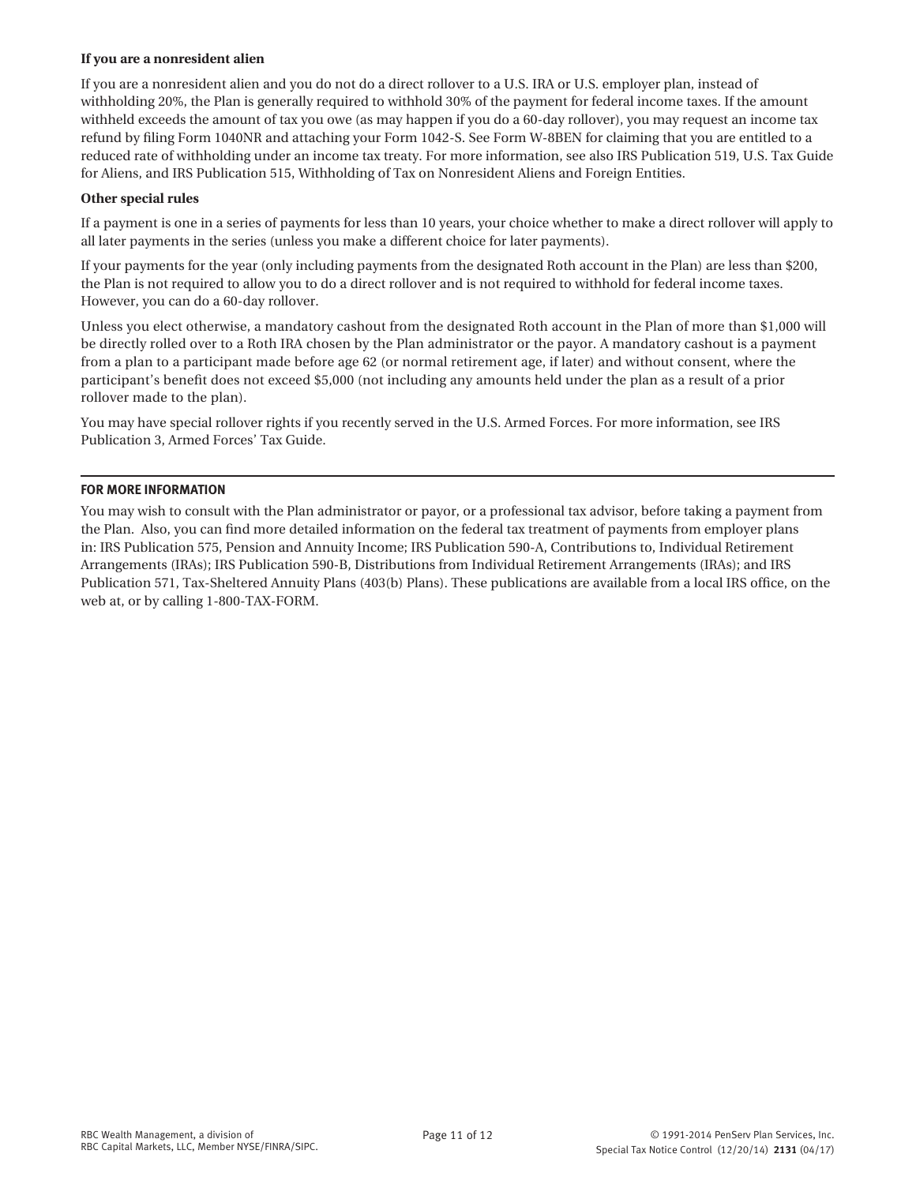**If you are a nonresident alien**

If you are a nonresident alien and you do not do a direct rollover to a U.S. IRA or U.S. employer plan, instead of withholding 20%, the Plan is generally required to withhold 30% of the payment for federal income taxes. If the amount withheld exceeds the amount of tax you owe (as may happen if you do a 60-day rollover), you may request an income tax refund by filing Form 1040NR and attaching your Form 1042-S. See Form W-8BEN for claiming that you are entitled to a reduced rate of withholding under an income tax treaty. For more information, see also IRS Publication 519, U.S. Tax Guide for Aliens, and IRS Publication 515, Withholding of Tax on Nonresident Aliens and Foreign Entities.

**Other special rules**

If a payment is one in a series of payments for less than 10 years, your choice whether to make a direct rollover will apply to all later payments in the series (unless you make a different choice for later payments).

If your payments for the year (only including payments from the designated Roth account in the Plan) are less than $200, the Plan is not required to allow you to do a direct rollover and is not required to withhold for federal income taxes. However, you can do a 60-day rollover.

Unless you elect otherwise, a mandatory cashout from the designated Roth account in the Plan of more than $1,000 will be directly rolled over to a Roth IRA chosen by the Plan administrator or the payor. A mandatory cashout is a payment from a plan to a participant made before age 62 (or normal retirement age, if later) and without consent, where the participant's benefit does not exceed $5,000 (not including any amounts held under the plan as a result of a prior rollover made to the plan).

You may have special rollover rights if you recently served in the U.S. Armed Forces. For more information, see IRS Publication 3, Armed Forces' Tax Guide.

## FOR MORE INFORMATION

You may wish to consult with the Plan administrator or payor, or a professional tax advisor, before taking a payment from the Plan. Also, you can find more detailed information on the federal tax treatment of payments from employer plans in: IRS Publication 575, Pension and Annuity Income; IRS Publication 590-A, Contributions to, Individual Retirement Arrangements (IRAs); IRS Publication 590-B, Distributions from Individual Retirement Arrangements (IRAs); and IRS Publication 571, Tax-Sheltered Annuity Plans (403(b) Plans). These publications are available from a local IRS office, on the web at, or by calling 1-800-TAX-FORM.